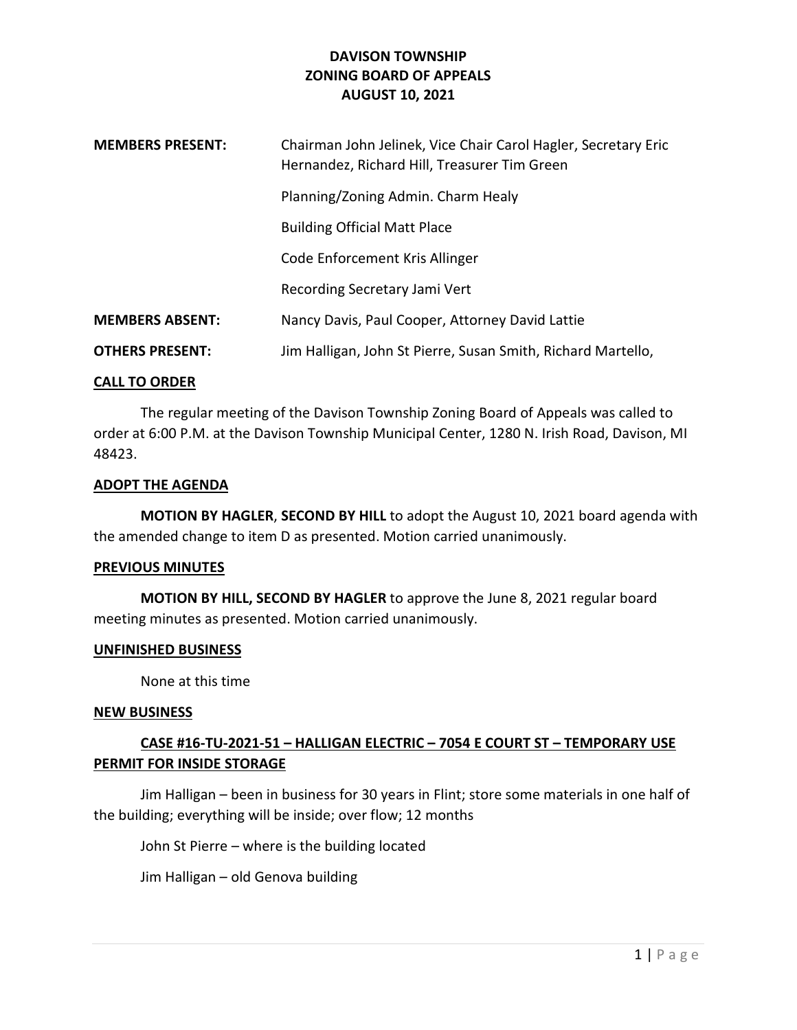# DAVISON TOWNSHIP
# ZONING BOARD OF APPEALS
# AUGUST 10, 2021

**MEMBERS PRESENT:** Chairman John Jelinek, Vice Chair Carol Hagler, Secretary Eric Hernandez, Richard Hill, Treasurer Tim Green

Planning/Zoning Admin. Charm Healy

Building Official Matt Place

Code Enforcement Kris Allinger

Recording Secretary Jami Vert

**MEMBERS ABSENT:** Nancy Davis, Paul Cooper, Attorney David Lattie

**OTHERS PRESENT:** Jim Halligan, John St Pierre, Susan Smith, Richard Martello,

## CALL TO ORDER

The regular meeting of the Davison Township Zoning Board of Appeals was called to order at 6:00 P.M. at the Davison Township Municipal Center, 1280 N. Irish Road, Davison, MI 48423.

## ADOPT THE AGENDA

**MOTION BY HAGLER**, **SECOND BY HILL** to adopt the August 10, 2021 board agenda with the amended change to item D as presented. Motion carried unanimously.

## PREVIOUS MINUTES

**MOTION BY HILL, SECOND BY HAGLER** to approve the June 8, 2021 regular board meeting minutes as presented. Motion carried unanimously.

## UNFINISHED BUSINESS

None at this time

## NEW BUSINESS

### CASE #16-TU-2021-51 – HALLIGAN ELECTRIC – 7054 E COURT ST – TEMPORARY USE PERMIT FOR INSIDE STORAGE

Jim Halligan – been in business for 30 years in Flint; store some materials in one half of the building; everything will be inside; over flow; 12 months

John St Pierre – where is the building located

Jim Halligan – old Genova building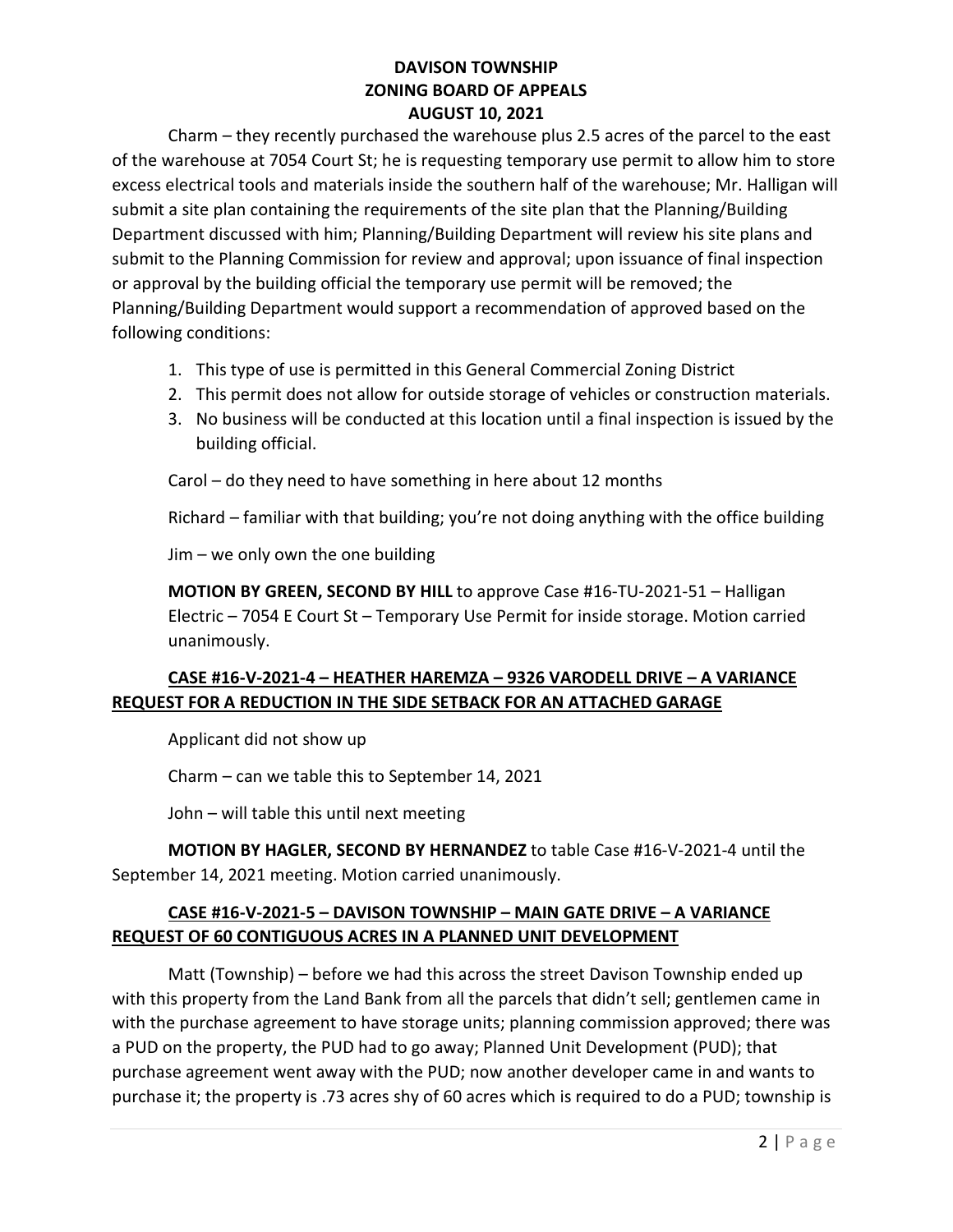**DAVISON TOWNSHIP**
**ZONING BOARD OF APPEALS**
**AUGUST 10, 2021**

Charm – they recently purchased the warehouse plus 2.5 acres of the parcel to the east of the warehouse at 7054 Court St; he is requesting temporary use permit to allow him to store excess electrical tools and materials inside the southern half of the warehouse; Mr. Halligan will submit a site plan containing the requirements of the site plan that the Planning/Building Department discussed with him; Planning/Building Department will review his site plans and submit to the Planning Commission for review and approval; upon issuance of final inspection or approval by the building official the temporary use permit will be removed; the Planning/Building Department would support a recommendation of approved based on the following conditions:

1. This type of use is permitted in this General Commercial Zoning District
2. This permit does not allow for outside storage of vehicles or construction materials.
3. No business will be conducted at this location until a final inspection is issued by the building official.

Carol – do they need to have something in here about 12 months

Richard – familiar with that building; you're not doing anything with the office building

Jim – we only own the one building

**MOTION BY GREEN, SECOND BY HILL** to approve Case #16-TU-2021-51 – Halligan Electric – 7054 E Court St – Temporary Use Permit for inside storage. Motion carried unanimously.

**CASE #16-V-2021-4 – HEATHER HAREMZA – 9326 VARODELL DRIVE – A VARIANCE REQUEST FOR A REDUCTION IN THE SIDE SETBACK FOR AN ATTACHED GARAGE**

Applicant did not show up

Charm – can we table this to September 14, 2021

John – will table this until next meeting

**MOTION BY HAGLER, SECOND BY HERNANDEZ** to table Case #16-V-2021-4 until the September 14, 2021 meeting. Motion carried unanimously.

**CASE #16-V-2021-5 – DAVISON TOWNSHIP – MAIN GATE DRIVE – A VARIANCE REQUEST OF 60 CONTIGUOUS ACRES IN A PLANNED UNIT DEVELOPMENT**

Matt (Township) – before we had this across the street Davison Township ended up with this property from the Land Bank from all the parcels that didn't sell; gentlemen came in with the purchase agreement to have storage units; planning commission approved; there was a PUD on the property, the PUD had to go away; Planned Unit Development (PUD); that purchase agreement went away with the PUD; now another developer came in and wants to purchase it; the property is .73 acres shy of 60 acres which is required to do a PUD; township is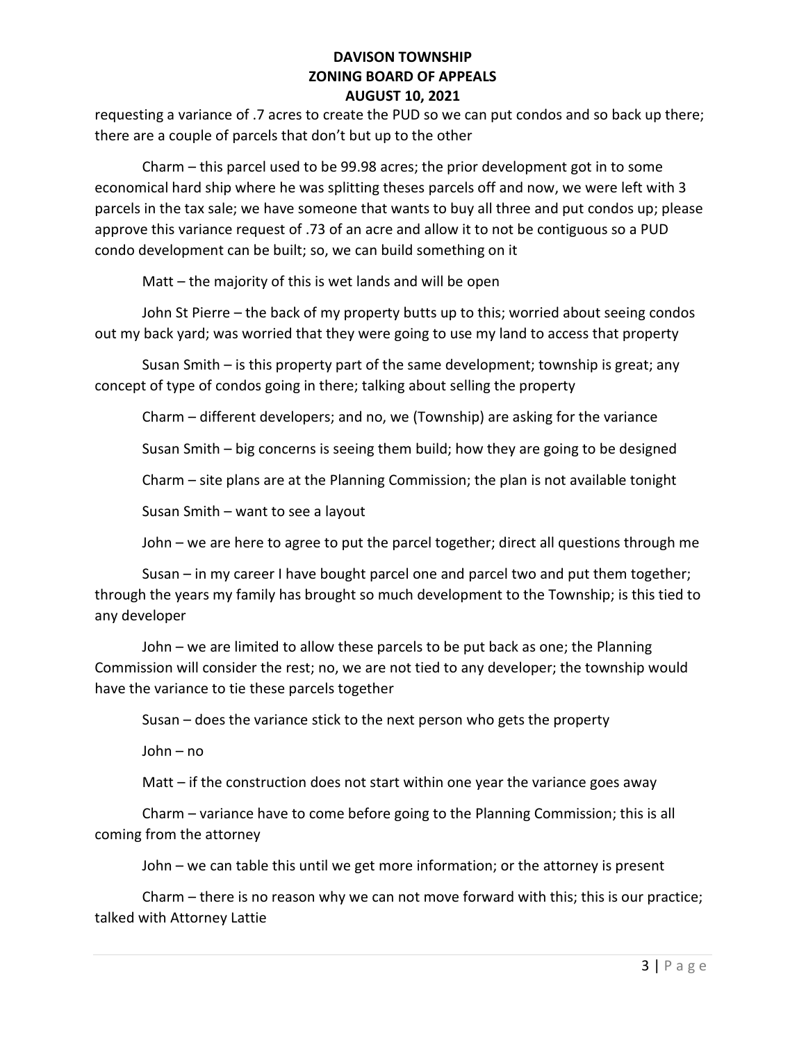requesting a variance of .7 acres to create the PUD so we can put condos and so back up there; there are a couple of parcels that don't but up to the other

Charm – this parcel used to be 99.98 acres; the prior development got in to some economical hard ship where he was splitting theses parcels off and now, we were left with 3 parcels in the tax sale; we have someone that wants to buy all three and put condos up; please approve this variance request of .73 of an acre and allow it to not be contiguous so a PUD condo development can be built; so, we can build something on it

Matt – the majority of this is wet lands and will be open

John St Pierre – the back of my property butts up to this; worried about seeing condos out my back yard; was worried that they were going to use my land to access that property

Susan Smith – is this property part of the same development; township is great; any concept of type of condos going in there; talking about selling the property

Charm – different developers; and no, we (Township) are asking for the variance

Susan Smith – big concerns is seeing them build; how they are going to be designed

Charm – site plans are at the Planning Commission; the plan is not available tonight

Susan Smith – want to see a layout

John – we are here to agree to put the parcel together; direct all questions through me

Susan – in my career I have bought parcel one and parcel two and put them together; through the years my family has brought so much development to the Township; is this tied to any developer

John – we are limited to allow these parcels to be put back as one; the Planning Commission will consider the rest; no, we are not tied to any developer; the township would have the variance to tie these parcels together

Susan – does the variance stick to the next person who gets the property

John – no

Matt – if the construction does not start within one year the variance goes away

Charm – variance have to come before going to the Planning Commission; this is all coming from the attorney

John – we can table this until we get more information; or the attorney is present

Charm – there is no reason why we can not move forward with this; this is our practice; talked with Attorney Lattie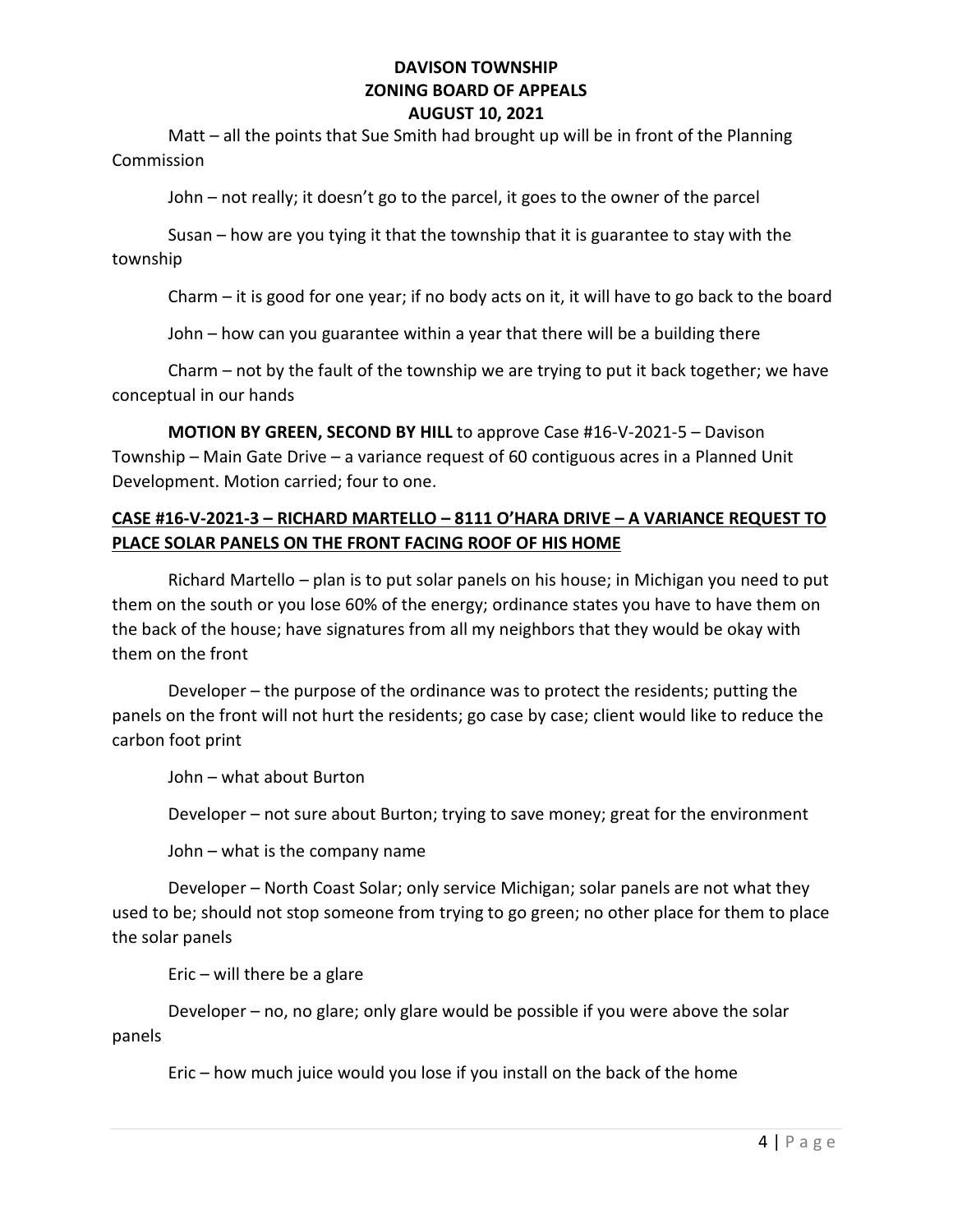Matt – all the points that Sue Smith had brought up will be in front of the Planning Commission

John – not really; it doesn't go to the parcel, it goes to the owner of the parcel

Susan – how are you tying it that the township that it is guarantee to stay with the township

Charm – it is good for one year; if no body acts on it, it will have to go back to the board

John – how can you guarantee within a year that there will be a building there

Charm – not by the fault of the township we are trying to put it back together; we have conceptual in our hands

**MOTION BY GREEN, SECOND BY HILL** to approve Case #16-V-2021-5 – Davison Township – Main Gate Drive – a variance request of 60 contiguous acres in a Planned Unit Development. Motion carried; four to one.

**<u>CASE #16-V-2021-3 – RICHARD MARTELLO – 8111 O'HARA DRIVE – A VARIANCE REQUEST TO PLACE SOLAR PANELS ON THE FRONT FACING ROOF OF HIS HOME</u>**

Richard Martello – plan is to put solar panels on his house; in Michigan you need to put them on the south or you lose 60% of the energy; ordinance states you have to have them on the back of the house; have signatures from all my neighbors that they would be okay with them on the front

Developer – the purpose of the ordinance was to protect the residents; putting the panels on the front will not hurt the residents; go case by case; client would like to reduce the carbon foot print

John – what about Burton

Developer – not sure about Burton; trying to save money; great for the environment

John – what is the company name

Developer – North Coast Solar; only service Michigan; solar panels are not what they used to be; should not stop someone from trying to go green; no other place for them to place the solar panels

Eric – will there be a glare

Developer – no, no glare; only glare would be possible if you were above the solar panels

Eric – how much juice would you lose if you install on the back of the home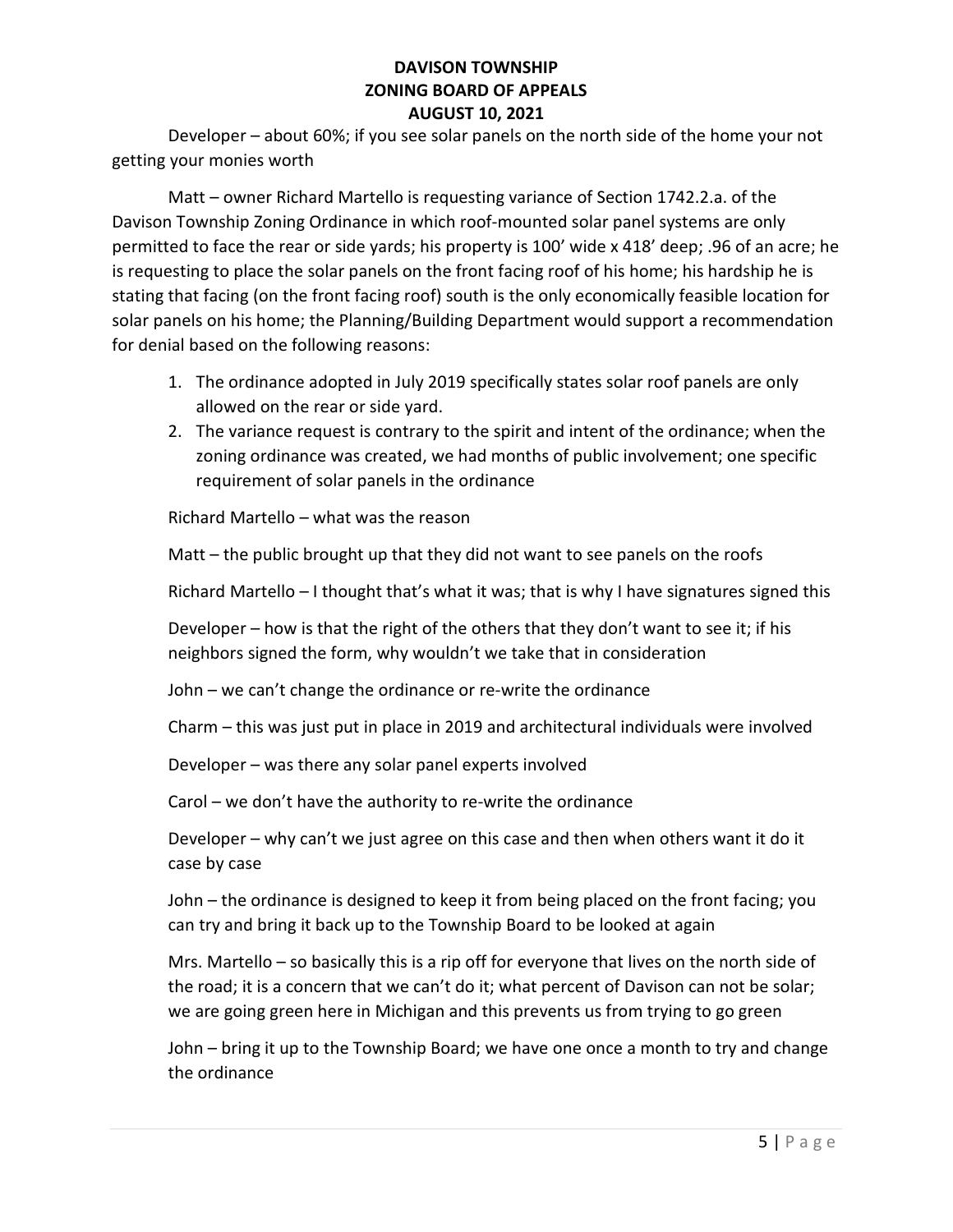Developer – about 60%; if you see solar panels on the north side of the home your not getting your monies worth

Matt – owner Richard Martello is requesting variance of Section 1742.2.a. of the Davison Township Zoning Ordinance in which roof-mounted solar panel systems are only permitted to face the rear or side yards; his property is 100' wide x 418' deep; .96 of an acre; he is requesting to place the solar panels on the front facing roof of his home; his hardship he is stating that facing (on the front facing roof) south is the only economically feasible location for solar panels on his home; the Planning/Building Department would support a recommendation for denial based on the following reasons:

1. The ordinance adopted in July 2019 specifically states solar roof panels are only allowed on the rear or side yard.
2. The variance request is contrary to the spirit and intent of the ordinance; when the zoning ordinance was created, we had months of public involvement; one specific requirement of solar panels in the ordinance

Richard Martello – what was the reason

Matt – the public brought up that they did not want to see panels on the roofs

Richard Martello – I thought that's what it was; that is why I have signatures signed this

Developer – how is that the right of the others that they don't want to see it; if his neighbors signed the form, why wouldn't we take that in consideration

John – we can't change the ordinance or re-write the ordinance

Charm – this was just put in place in 2019 and architectural individuals were involved

Developer – was there any solar panel experts involved

Carol – we don't have the authority to re-write the ordinance

Developer – why can't we just agree on this case and then when others want it do it case by case

John – the ordinance is designed to keep it from being placed on the front facing; you can try and bring it back up to the Township Board to be looked at again

Mrs. Martello – so basically this is a rip off for everyone that lives on the north side of the road; it is a concern that we can't do it; what percent of Davison can not be solar; we are going green here in Michigan and this prevents us from trying to go green

John – bring it up to the Township Board; we have one once a month to try and change the ordinance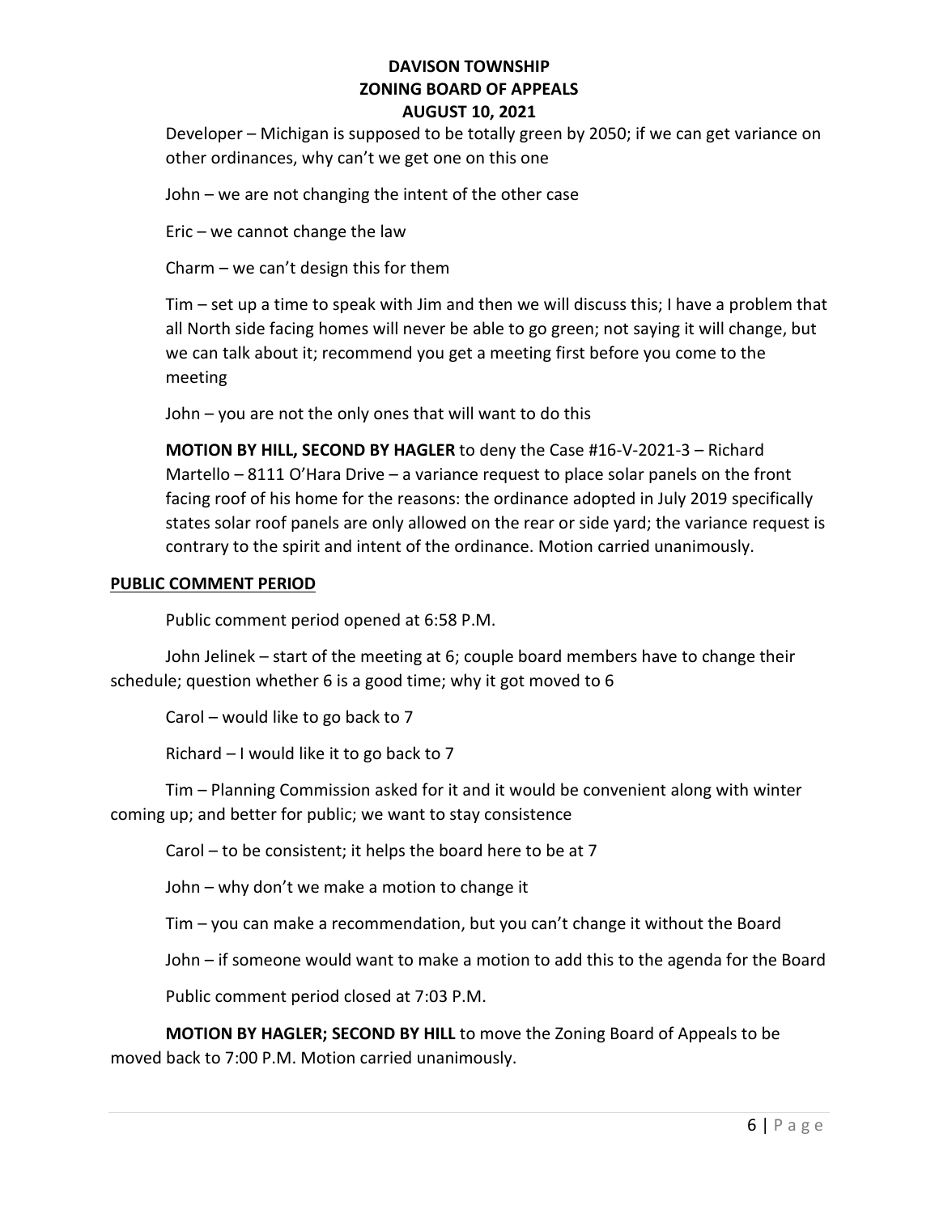Developer – Michigan is supposed to be totally green by 2050; if we can get variance on other ordinances, why can't we get one on this one

John – we are not changing the intent of the other case

Eric – we cannot change the law

Charm – we can't design this for them

Tim – set up a time to speak with Jim and then we will discuss this; I have a problem that all North side facing homes will never be able to go green; not saying it will change, but we can talk about it; recommend you get a meeting first before you come to the meeting

John – you are not the only ones that will want to do this

**MOTION BY HILL, SECOND BY HAGLER** to deny the Case #16-V-2021-3 – Richard Martello – 8111 O'Hara Drive – a variance request to place solar panels on the front facing roof of his home for the reasons: the ordinance adopted in July 2019 specifically states solar roof panels are only allowed on the rear or side yard; the variance request is contrary to the spirit and intent of the ordinance. Motion carried unanimously.

**PUBLIC COMMENT PERIOD**

Public comment period opened at 6:58 P.M.

John Jelinek – start of the meeting at 6; couple board members have to change their schedule; question whether 6 is a good time; why it got moved to 6

Carol – would like to go back to 7

Richard – I would like it to go back to 7

Tim – Planning Commission asked for it and it would be convenient along with winter coming up; and better for public; we want to stay consistence

Carol – to be consistent; it helps the board here to be at 7

John – why don't we make a motion to change it

Tim – you can make a recommendation, but you can't change it without the Board

John – if someone would want to make a motion to add this to the agenda for the Board

Public comment period closed at 7:03 P.M.

**MOTION BY HAGLER; SECOND BY HILL** to move the Zoning Board of Appeals to be moved back to 7:00 P.M. Motion carried unanimously.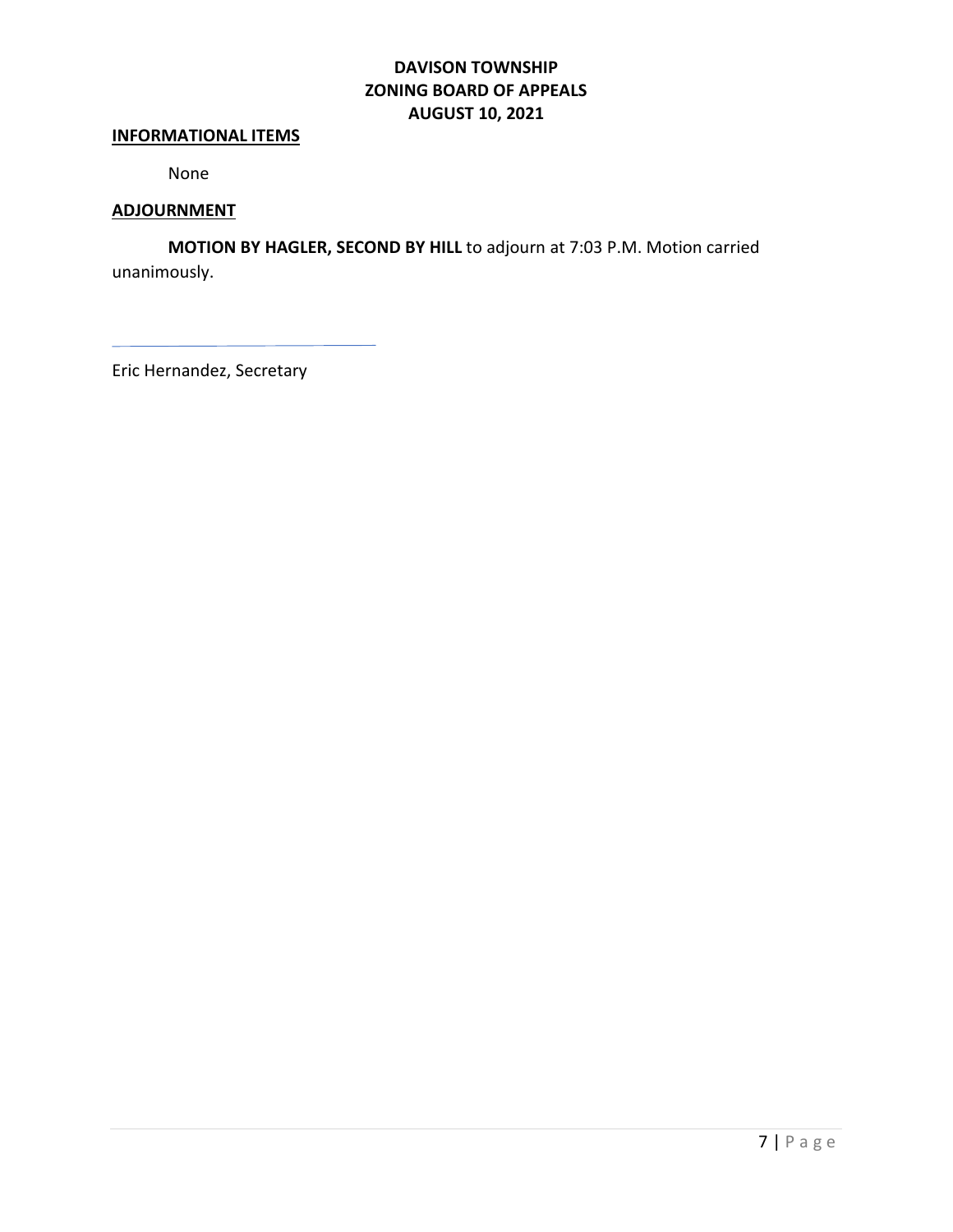**INFORMATIONAL ITEMS**

None

**ADJOURNMENT**

**MOTION BY HAGLER, SECOND BY HILL** to adjourn at 7:03 P.M. Motion carried unanimously.

\_\_\_\_\_\_\_\_\_\_\_\_\_\_\_\_\_\_\_\_\_\_\_\_\_\_\_\_\_\_\_\_

Eric Hernandez, Secretary